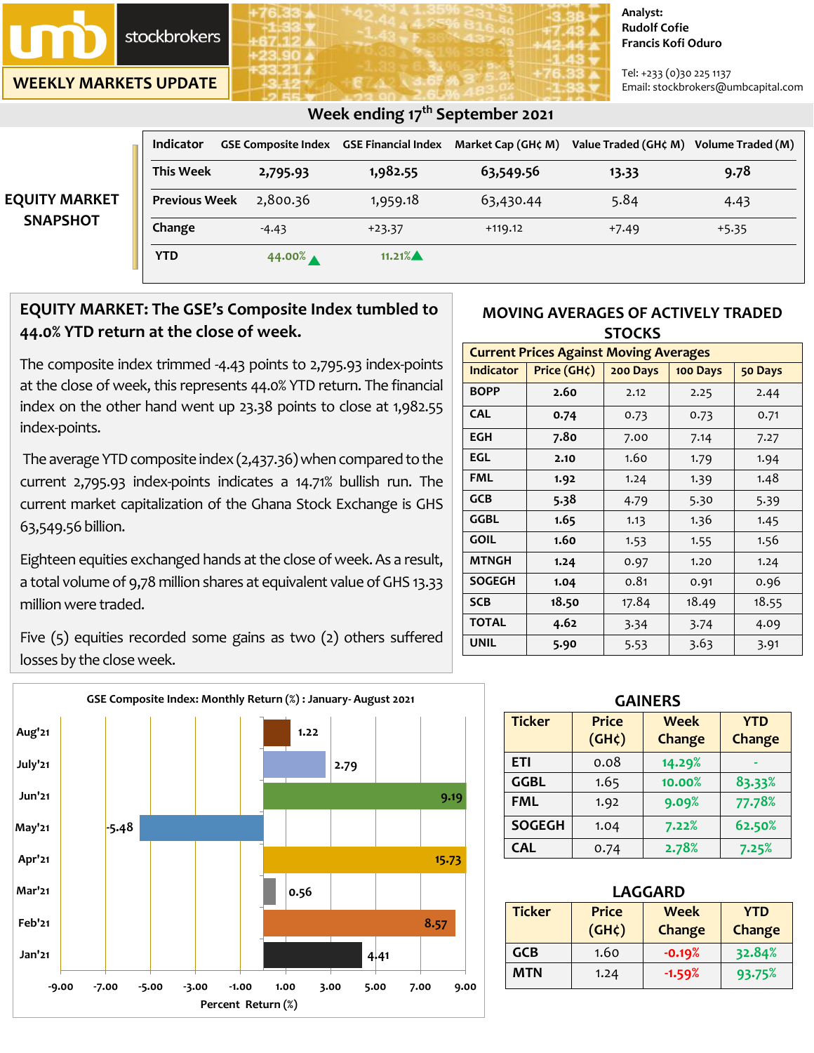# umb stockbrokers

## WEEKLY MARKETS UPDATE

Analyst:
Rudolf Cofie
Francis Kofi Oduro

Tel: +233 (0)30 225 1137
Email: stockbrokers@umbcapital.com

## Week ending 17th September 2021

### EQUITY MARKET SNAPSHOT

| Indicator | GSE Composite Index | GSE Financial Index | Market Cap (GH¢ M) | Value Traded (GH¢ M) | Volume Traded (M) |
|---|---|---|---|---|---|
| This Week | 2,795.93 | 1,982.55 | 63,549.56 | 13.33 | 9.78 |
| Previous Week | 2,800.36 | 1,959.18 | 63,430.44 | 5.84 | 4.43 |
| Change | -4.43 | +23.37 | +119.12 | +7.49 | +5.35 |
| YTD | 44.00% ▲ | 11.21% ▲ | | | |

### EQUITY MARKET: The GSE's Composite Index tumbled to 44.0% YTD return at the close of week.

The composite index trimmed -4.43 points to 2,795.93 index-points at the close of week, this represents 44.0% YTD return. The financial index on the other hand went up 23.38 points to close at 1,982.55 index-points.

The average YTD composite index (2,437.36) when compared to the current 2,795.93 index-points indicates a 14.71% bullish run. The current market capitalization of the Ghana Stock Exchange is GHS 63,549.56 billion.

Eighteen equities exchanged hands at the close of week. As a result, a total volume of 9,78 million shares at equivalent value of GHS 13.33 million were traded.

Five (5) equities recorded some gains as two (2) others suffered losses by the close week.

### MOVING AVERAGES OF ACTIVELY TRADED STOCKS

| Current Prices Against Moving Averages | | | | |
|---|---|---|---|---|
| Indicator | Price (GH¢) | 200 Days | 100 Days | 50 Days |
| BOPP | 2.60 | 2.12 | 2.25 | 2.44 |
| CAL | 0.74 | 0.73 | 0.73 | 0.71 |
| EGH | 7.80 | 7.00 | 7.14 | 7.27 |
| EGL | 2.10 | 1.60 | 1.79 | 1.94 |
| FML | 1.92 | 1.24 | 1.39 | 1.48 |
| GCB | 5.38 | 4.79 | 5.30 | 5.39 |
| GGBL | 1.65 | 1.13 | 1.36 | 1.45 |
| GOIL | 1.60 | 1.53 | 1.55 | 1.56 |
| MTNGH | 1.24 | 0.97 | 1.20 | 1.24 |
| SOGEGH | 1.04 | 0.81 | 0.91 | 0.96 |
| SCB | 18.50 | 17.84 | 18.49 | 18.55 |
| TOTAL | 4.62 | 3.34 | 3.74 | 4.09 |
| UNIL | 5.90 | 5.53 | 3.63 | 3.91 |

### GSE Composite Index: Monthly Return (%) : January- August 2021

| Month | Percent Return (%) |
|---|---|
| Aug'21 | 1.22 |
| July'21 | 2.79 |
| Jun'21 | 9.19 |
| May'21 | -5.48 |
| Apr'21 | 15.73 |
| Mar'21 | 0.56 |
| Feb'21 | 8.57 |
| Jan'21 | 4.41 |

### GAINERS

| Ticker | Price (GH¢) | Week Change | YTD Change |
|---|---|---|---|
| ETI | 0.08 | 14.29% | - |
| GGBL | 1.65 | 10.00% | 83.33% |
| FML | 1.92 | 9.09% | 77.78% |
| SOGEGH | 1.04 | 7.22% | 62.50% |
| CAL | 0.74 | 2.78% | 7.25% |

### LAGGARD

| Ticker | Price (GH¢) | Week Change | YTD Change |
|---|---|---|---|
| GCB | 1.60 | -0.19% | 32.84% |
| MTN | 1.24 | -1.59% | 93.75% |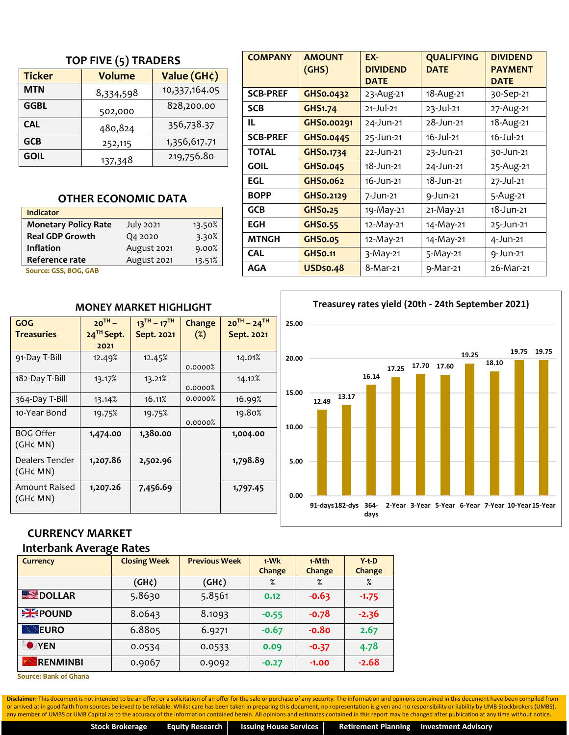## TOP FIVE (5) TRADERS

| Ticker | Volume | Value (GH¢) |
|---|---|---|
| MTN | 8,334,598 | 10,337,164.05 |
| GGBL | 502,000 | 828,200.00 |
| CAL | 480,824 | 356,738.37 |
| GCB | 252,115 | 1,356,617.71 |
| GOIL | 137,348 | 219,756.80 |

| COMPANY | AMOUNT (GHS) | EX-DIVIDEND DATE | QUALIFYING DATE | DIVIDEND PAYMENT DATE |
|---|---|---|---|---|
| SCB-PREF | GHS0.0432 | 23-Aug-21 | 18-Aug-21 | 30-Sep-21 |
| SCB | GHS1.74 | 21-Jul-21 | 23-Jul-21 | 27-Aug-21 |
| IL | GHS0.00291 | 24-Jun-21 | 28-Jun-21 | 18-Aug-21 |
| SCB-PREF | GHS0.0445 | 25-Jun-21 | 16-Jul-21 | 16-Jul-21 |
| TOTAL | GHS0.1734 | 22-Jun-21 | 23-Jun-21 | 30-Jun-21 |
| GOIL | GHS0.045 | 18-Jun-21 | 24-Jun-21 | 25-Aug-21 |
| EGL | GHS0.062 | 16-Jun-21 | 18-Jun-21 | 27-Jul-21 |
| BOPP | GHS0.2129 | 7-Jun-21 | 9-Jun-21 | 5-Aug-21 |
| GCB | GHS0.25 | 19-May-21 | 21-May-21 | 18-Jun-21 |
| EGH | GHS0.55 | 12-May-21 | 14-May-21 | 25-Jun-21 |
| MTNGH | GHS0.05 | 12-May-21 | 14-May-21 | 4-Jun-21 |
| CAL | GHS0.11 | 3-May-21 | 5-May-21 | 9-Jun-21 |
| AGA | USD$0.48 | 8-Mar-21 | 9-Mar-21 | 26-Mar-21 |

## OTHER ECONOMIC DATA

| Indicator | | |
|---|---|---|
| Monetary Policy Rate | July 2021 | 13.50% |
| Real GDP Growth | Q4 2020 | 3.30% |
| Inflation | August 2021 | 9.00% |
| Reference rate | August 2021 | 13.51% |

Source: GSS, BOG, GAB

## MONEY MARKET HIGHLIGHT

| GOG Treasuries | 20TH – 24TH Sept. 2021 | 13TH – 17TH Sept. 2021 | Change (%) | 20TH – 24TH Sept. 2021 |
|---|---|---|---|---|
| 91-Day T-Bill | 12.49% | 12.45% | 0.0000% | 14.01% |
| 182-Day T-Bill | 13.17% | 13.21% | 0.0000% | 14.12% |
| 364-Day T-Bill | 13.14% | 16.11% | 0.0000% | 16.99% |
| 10-Year Bond | 19.75% | 19.75% | 0.0000% | 19.80% |
| BOG Offer (GH¢ MN) | 1,474.00 | 1,380.00 | | 1,004.00 |
| Dealers Tender (GH¢ MN) | 1,207.86 | 2,502.96 | | 1,798.89 |
| Amount Raised (GH¢ MN) | 1,207.26 | 7,456.69 | | 1,797.45 |

Treasurey rates yield (20th - 24th September 2021)

25.00
20.00
15.00
10.00
5.00
0.00

12.49
13.17
16.14
17.25
17.70
17.60
19.25
18.10
19.75
19.75

91-days 182-dys 364-days 2-Year 3-Year 5-Year 6-Year 7-Year 10-Year 15-Year

## CURRENCY MARKET

### Interbank Average Rates

| Currency | Closing Week | Previous Week | 1-Wk Change | 1-Mth Change | Y-t-D Change |
|---|---|---|---|---|---|
| | (GH¢) | (GH¢) | % | % | % |
| DOLLAR | 5.8630 | 5.8561 | 0.12 | -0.63 | -1.75 |
| POUND | 8.0643 | 8.1093 | -0.55 | -0.78 | -2.36 |
| EURO | 6.8805 | 6.9271 | -0.67 | -0.80 | 2.67 |
| YEN | 0.0534 | 0.0533 | 0.09 | -0.37 | 4.78 |
| RENMINBI | 0.9067 | 0.9092 | -0.27 | -1.00 | -2.68 |

Source: Bank of Ghana

**Disclaimer:** This document is not intended to be an offer, or a solicitation of an offer for the sale or purchase of any security. The information and opinions contained in this document have been compiled from or arrived at in good faith from sources believed to be reliable. Whilst care has been taken in preparing this document, no representation is given and no responsibility or liability by UMB Stockbrokers (UMBS), any member of UMBS or UMB Capital as to the accuracy of the information contained herein. All opinions and estimates contained in this report may be changed after publication at any time without notice.

Stock Brokerage | Equity Research | Issuing House Services | Retirement Planning | Investment Advisory